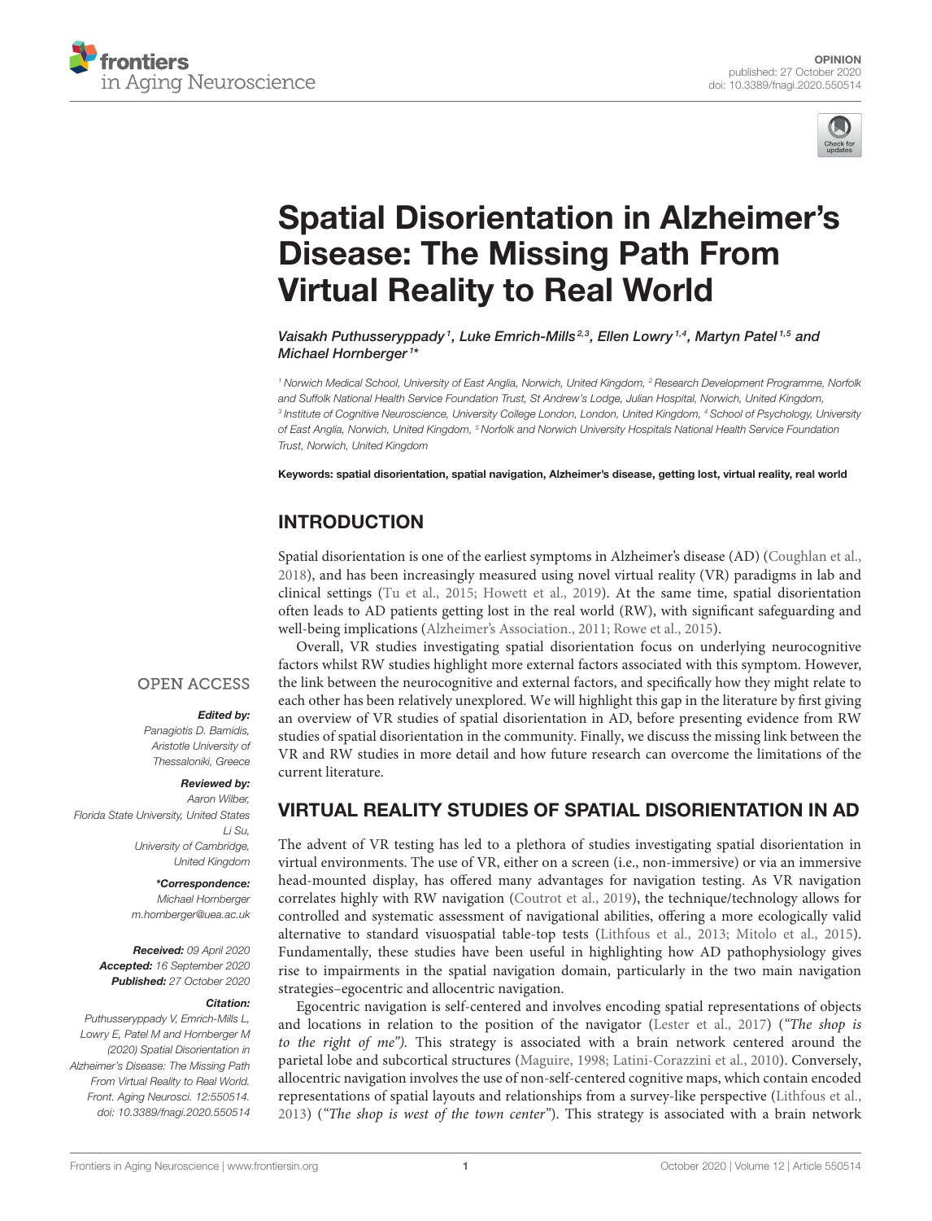OPINION
published: 27 October 2020
doi: 10.3389/fnagi.2020.550514

# Spatial Disorientation in Alzheimer's Disease: The Missing Path From Virtual Reality to Real World

*Vaisakh Puthusseryppady[1], Luke Emrich-Mills[2,3], Ellen Lowry[1,4], Martyn Patel[1,5] and Michael Hornberger[1]\**

[1] Norwich Medical School, University of East Anglia, Norwich, United Kingdom, [2] Research Development Programme, Norfolk and Suffolk National Health Service Foundation Trust, St Andrew's Lodge, Julian Hospital, Norwich, United Kingdom, [3] Institute of Cognitive Neuroscience, University College London, London, United Kingdom, [4] School of Psychology, University of East Anglia, Norwich, United Kingdom, [5] Norfolk and Norwich University Hospitals National Health Service Foundation Trust, Norwich, United Kingdom

**Keywords: spatial disorientation, spatial navigation, Alzheimer's disease, getting lost, virtual reality, real world**

OPEN ACCESS

***Edited by:***
*Panagiotis D. Bamidis, Aristotle University of Thessaloniki, Greece*

***Reviewed by:***
*Aaron Wilber, Florida State University, United States*
*Li Su, University of Cambridge, United Kingdom*

***\*Correspondence:***
*Michael Hornberger*
*m.hornberger@uea.ac.uk*

***Received:*** *09 April 2020*
***Accepted:*** *16 September 2020*
***Published:*** *27 October 2020*

***Citation:***
*Puthusseryppady V, Emrich-Mills L, Lowry E, Patel M and Hornberger M (2020) Spatial Disorientation in Alzheimer's Disease: The Missing Path From Virtual Reality to Real World. Front. Aging Neurosci. 12:550514. doi: 10.3389/fnagi.2020.550514*

## INTRODUCTION

Spatial disorientation is one of the earliest symptoms in Alzheimer's disease (AD) (Coughlan et al., 2018), and has been increasingly measured using novel virtual reality (VR) paradigms in lab and clinical settings (Tu et al., 2015; Howett et al., 2019). At the same time, spatial disorientation often leads to AD patients getting lost in the real world (RW), with significant safeguarding and well-being implications (Alzheimer's Association., 2011; Rowe et al., 2015).

Overall, VR studies investigating spatial disorientation focus on underlying neurocognitive factors whilst RW studies highlight more external factors associated with this symptom. However, the link between the neurocognitive and external factors, and specifically how they might relate to each other has been relatively unexplored. We will highlight this gap in the literature by first giving an overview of VR studies of spatial disorientation in AD, before presenting evidence from RW studies of spatial disorientation in the community. Finally, we discuss the missing link between the VR and RW studies in more detail and how future research can overcome the limitations of the current literature.

## VIRTUAL REALITY STUDIES OF SPATIAL DISORIENTATION IN AD

The advent of VR testing has led to a plethora of studies investigating spatial disorientation in virtual environments. The use of VR, either on a screen (i.e., non-immersive) or via an immersive head-mounted display, has offered many advantages for navigation testing. As VR navigation correlates highly with RW navigation (Coutrot et al., 2019), the technique/technology allows for controlled and systematic assessment of navigational abilities, offering a more ecologically valid alternative to standard visuospatial table-top tests (Lithfous et al., 2013; Mitolo et al., 2015). Fundamentally, these studies have been useful in highlighting how AD pathophysiology gives rise to impairments in the spatial navigation domain, particularly in the two main navigation strategies–egocentric and allocentric navigation.

Egocentric navigation is self-centered and involves encoding spatial representations of objects and locations in relation to the position of the navigator (Lester et al., 2017) (*"The shop is to the right of me"*). This strategy is associated with a brain network centered around the parietal lobe and subcortical structures (Maguire, 1998; Latini-Corazzini et al., 2010). Conversely, allocentric navigation involves the use of non-self-centered cognitive maps, which contain encoded representations of spatial layouts and relationships from a survey-like perspective (Lithfous et al., 2013) (*"The shop is west of the town center"*). This strategy is associated with a brain network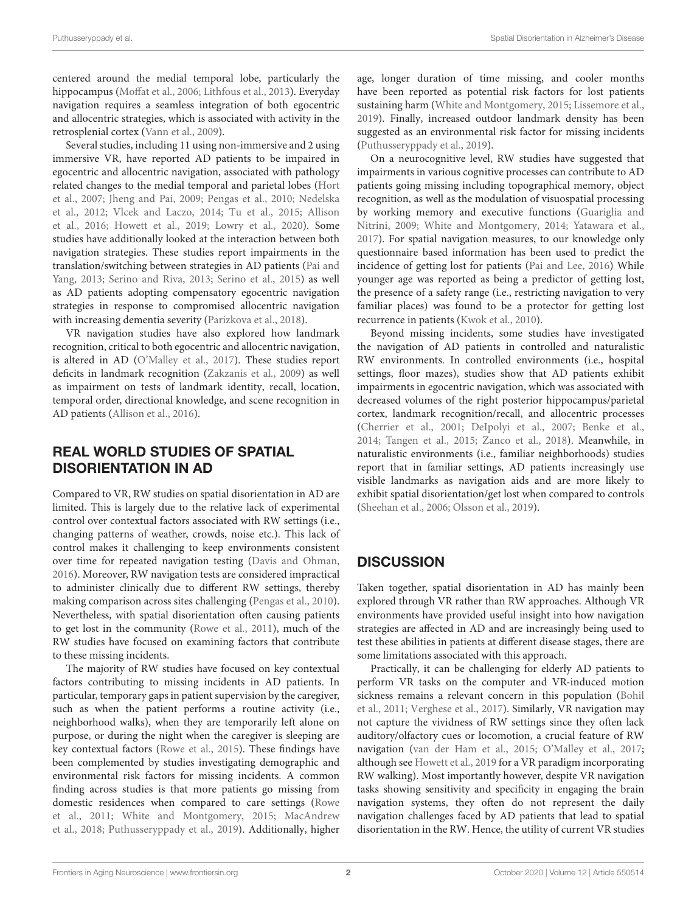centered around the medial temporal lobe, particularly the hippocampus (Moffat et al., 2006; Lithfous et al., 2013). Everyday navigation requires a seamless integration of both egocentric and allocentric strategies, which is associated with activity in the retrosplenial cortex (Vann et al., 2009).

Several studies, including 11 using non-immersive and 2 using immersive VR, have reported AD patients to be impaired in egocentric and allocentric navigation, associated with pathology related changes to the medial temporal and parietal lobes (Hort et al., 2007; Jheng and Pai, 2009; Pengas et al., 2010; Nedelska et al., 2012; Vlcek and Laczo, 2014; Tu et al., 2015; Allison et al., 2016; Howett et al., 2019; Lowry et al., 2020). Some studies have additionally looked at the interaction between both navigation strategies. These studies report impairments in the translation/switching between strategies in AD patients (Pai and Yang, 2013; Serino and Riva, 2013; Serino et al., 2015) as well as AD patients adopting compensatory egocentric navigation strategies in response to compromised allocentric navigation with increasing dementia severity (Parizkova et al., 2018).

VR navigation studies have also explored how landmark recognition, critical to both egocentric and allocentric navigation, is altered in AD (O'Malley et al., 2017). These studies report deficits in landmark recognition (Zakzanis et al., 2009) as well as impairment on tests of landmark identity, recall, location, temporal order, directional knowledge, and scene recognition in AD patients (Allison et al., 2016).

## REAL WORLD STUDIES OF SPATIAL DISORIENTATION IN AD

Compared to VR, RW studies on spatial disorientation in AD are limited. This is largely due to the relative lack of experimental control over contextual factors associated with RW settings (i.e., changing patterns of weather, crowds, noise etc.). This lack of control makes it challenging to keep environments consistent over time for repeated navigation testing (Davis and Ohman, 2016). Moreover, RW navigation tests are considered impractical to administer clinically due to different RW settings, thereby making comparison across sites challenging (Pengas et al., 2010). Nevertheless, with spatial disorientation often causing patients to get lost in the community (Rowe et al., 2011), much of the RW studies have focused on examining factors that contribute to these missing incidents.

The majority of RW studies have focused on key contextual factors contributing to missing incidents in AD patients. In particular, temporary gaps in patient supervision by the caregiver, such as when the patient performs a routine activity (i.e., neighborhood walks), when they are temporarily left alone on purpose, or during the night when the caregiver is sleeping are key contextual factors (Rowe et al., 2015). These findings have been complemented by studies investigating demographic and environmental risk factors for missing incidents. A common finding across studies is that more patients go missing from domestic residences when compared to care settings (Rowe et al., 2011; White and Montgomery, 2015; MacAndrew et al., 2018; Puthusseryppady et al., 2019). Additionally, higher age, longer duration of time missing, and cooler months have been reported as potential risk factors for lost patients sustaining harm (White and Montgomery, 2015; Lissemore et al., 2019). Finally, increased outdoor landmark density has been suggested as an environmental risk factor for missing incidents (Puthusseryppady et al., 2019).

On a neurocognitive level, RW studies have suggested that impairments in various cognitive processes can contribute to AD patients going missing including topographical memory, object recognition, as well as the modulation of visuospatial processing by working memory and executive functions (Guariglia and Nitrini, 2009; White and Montgomery, 2014; Yatawara et al., 2017). For spatial navigation measures, to our knowledge only questionnaire based information has been used to predict the incidence of getting lost for patients (Pai and Lee, 2016) While younger age was reported as being a predictor of getting lost, the presence of a safety range (i.e., restricting navigation to very familiar places) was found to be a protector for getting lost recurrence in patients (Kwok et al., 2010).

Beyond missing incidents, some studies have investigated the navigation of AD patients in controlled and naturalistic RW environments. In controlled environments (i.e., hospital settings, floor mazes), studies show that AD patients exhibit impairments in egocentric navigation, which was associated with decreased volumes of the right posterior hippocampus/parietal cortex, landmark recognition/recall, and allocentric processes (Cherrier et al., 2001; DeIpolyi et al., 2007; Benke et al., 2014; Tangen et al., 2015; Zanco et al., 2018). Meanwhile, in naturalistic environments (i.e., familiar neighborhoods) studies report that in familiar settings, AD patients increasingly use visible landmarks as navigation aids and are more likely to exhibit spatial disorientation/get lost when compared to controls (Sheehan et al., 2006; Olsson et al., 2019).

## DISCUSSION

Taken together, spatial disorientation in AD has mainly been explored through VR rather than RW approaches. Although VR environments have provided useful insight into how navigation strategies are affected in AD and are increasingly being used to test these abilities in patients at different disease stages, there are some limitations associated with this approach.

Practically, it can be challenging for elderly AD patients to perform VR tasks on the computer and VR-induced motion sickness remains a relevant concern in this population (Bohil et al., 2011; Verghese et al., 2017). Similarly, VR navigation may not capture the vividness of RW settings since they often lack auditory/olfactory cues or locomotion, a crucial feature of RW navigation (van der Ham et al., 2015; O'Malley et al., 2017; although see Howett et al., 2019 for a VR paradigm incorporating RW walking). Most importantly however, despite VR navigation tasks showing sensitivity and specificity in engaging the brain navigation systems, they often do not represent the daily navigation challenges faced by AD patients that lead to spatial disorientation in the RW. Hence, the utility of current VR studies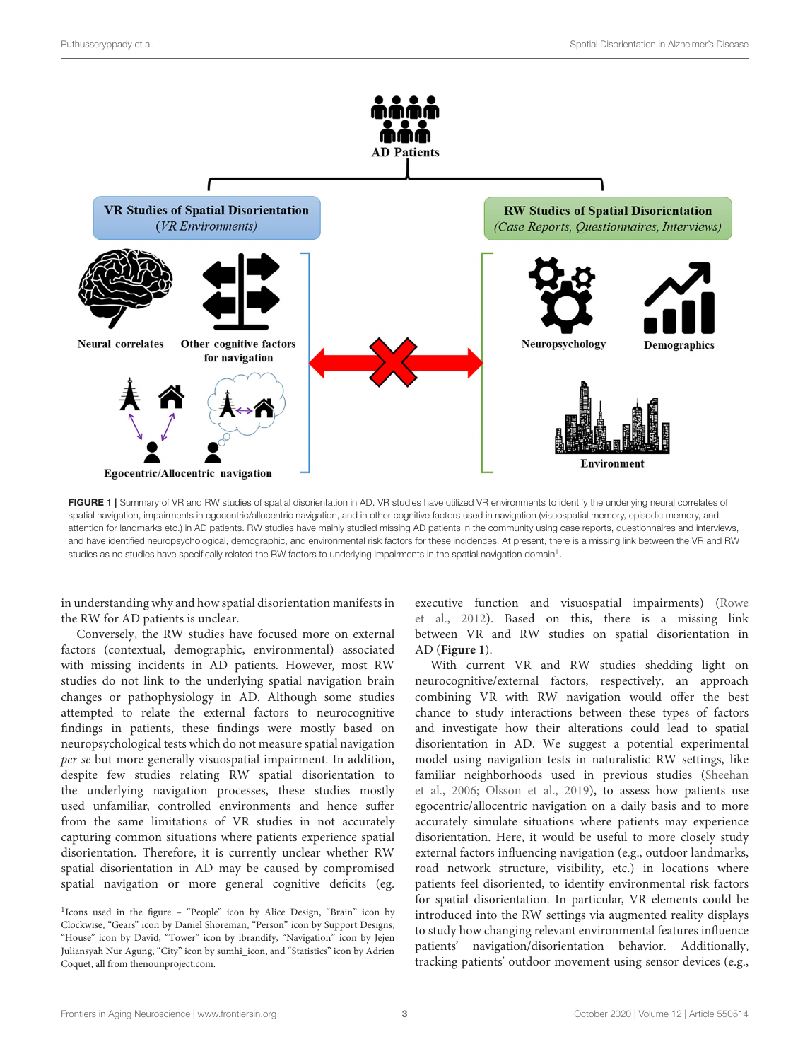FIGURE 1 | Summary of VR and RW studies of spatial disorientation in AD. VR studies have utilized VR environments to identify the underlying neural correlates of spatial navigation, impairments in egocentric/allocentric navigation, and in other cognitive factors used in navigation (visuospatial memory, episodic memory, and attention for landmarks etc.) in AD patients. RW studies have mainly studied missing AD patients in the community using case reports, questionnaires and interviews, and have identified neuropsychological, demographic, and environmental risk factors for these incidences. At present, there is a missing link between the VR and RW studies as no studies have specifically related the RW factors to underlying impairments in the spatial navigation domain[1].

in understanding why and how spatial disorientation manifests in the RW for AD patients is unclear.

Conversely, the RW studies have focused more on external factors (contextual, demographic, environmental) associated with missing incidents in AD patients. However, most RW studies do not link to the underlying spatial navigation brain changes or pathophysiology in AD. Although some studies attempted to relate the external factors to neurocognitive findings in patients, these findings were mostly based on neuropsychological tests which do not measure spatial navigation *per se* but more generally visuospatial impairment. In addition, despite few studies relating RW spatial disorientation to the underlying navigation processes, these studies mostly used unfamiliar, controlled environments and hence suffer from the same limitations of VR studies in not accurately capturing common situations where patients experience spatial disorientation. Therefore, it is currently unclear whether RW spatial disorientation in AD may be caused by compromised spatial navigation or more general cognitive deficits (eg. executive function and visuospatial impairments) (Rowe et al., 2012). Based on this, there is a missing link between VR and RW studies on spatial disorientation in AD (**Figure 1**).

With current VR and RW studies shedding light on neurocognitive/external factors, respectively, an approach combining VR with RW navigation would offer the best chance to study interactions between these types of factors and investigate how their alterations could lead to spatial disorientation in AD. We suggest a potential experimental model using navigation tests in naturalistic RW settings, like familiar neighborhoods used in previous studies (Sheehan et al., 2006; Olsson et al., 2019), to assess how patients use egocentric/allocentric navigation on a daily basis and to more accurately simulate situations where patients may experience disorientation. Here, it would be useful to more closely study external factors influencing navigation (e.g., outdoor landmarks, road network structure, visibility, etc.) in locations where patients feel disoriented, to identify environmental risk factors for spatial disorientation. In particular, VR elements could be introduced into the RW settings via augmented reality displays to study how changing relevant environmental features influence patients' navigation/disorientation behavior. Additionally, tracking patients' outdoor movement using sensor devices (e.g.,

[1]Icons used in the figure – "People" icon by Alice Design, "Brain" icon by Clockwise, "Gears" icon by Daniel Shoreman, "Person" icon by Support Designs, "House" icon by ibrandify, "Navigation" icon by Jejen Juliansyah Nur Agung, "City" icon by sumhi_icon, and "Statistics" icon by Adrien Coquet, all from thenounproject.com.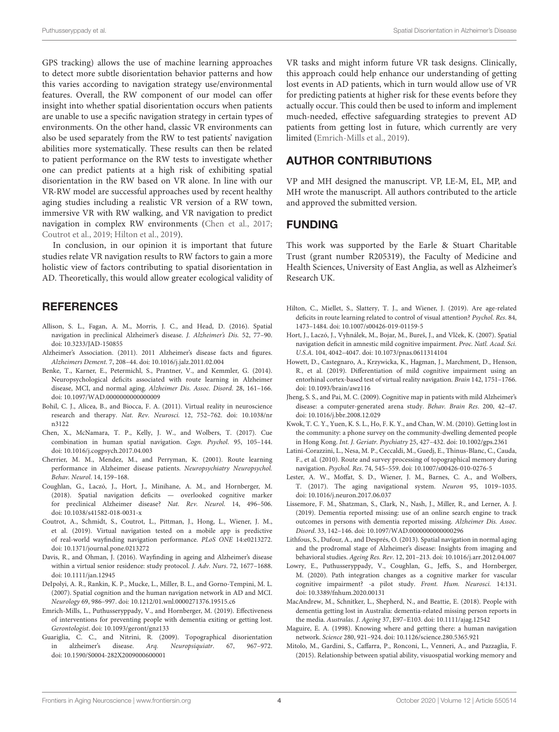GPS tracking) allows the use of machine learning approaches to detect more subtle disorientation behavior patterns and how this varies according to navigation strategy use/environmental features. Overall, the RW component of our model can offer insight into whether spatial disorientation occurs when patients are unable to use a specific navigation strategy in certain types of environments. On the other hand, classic VR environments can also be used separately from the RW to test patients' navigation abilities more systematically. These results can then be related to patient performance on the RW tests to investigate whether one can predict patients at a high risk of exhibiting spatial disorientation in the RW based on VR alone. In line with our VR-RW model are successful approaches used by recent healthy aging studies including a realistic VR version of a RW town, immersive VR with RW walking, and VR navigation to predict navigation in complex RW environments (Chen et al., 2017; Coutrot et al., 2019; Hilton et al., 2019).

In conclusion, in our opinion it is important that future studies relate VR navigation results to RW factors to gain a more holistic view of factors contributing to spatial disorientation in AD. Theoretically, this would allow greater ecological validity of VR tasks and might inform future VR task designs. Clinically, this approach could help enhance our understanding of getting lost events in AD patients, which in turn would allow use of VR for predicting patients at higher risk for these events before they actually occur. This could then be used to inform and implement much-needed, effective safeguarding strategies to prevent AD patients from getting lost in future, which currently are very limited (Emrich-Mills et al., 2019).

## AUTHOR CONTRIBUTIONS

VP and MH designed the manuscript. VP, LE-M, EL, MP, and MH wrote the manuscript. All authors contributed to the article and approved the submitted version.

## FUNDING

This work was supported by the Earle & Stuart Charitable Trust (grant number R205319), the Faculty of Medicine and Health Sciences, University of East Anglia, as well as Alzheimer's Research UK.

## REFERENCES

Allison, S. L., Fagan, A. M., Morris, J. C., and Head, D. (2016). Spatial navigation in preclinical Alzheimer's disease. *J. Alzheimer's Dis.* 52, 77–90. doi: 10.3233/JAD-150855

Alzheimer's Association. (2011). 2011 Alzheimer's disease facts and figures. *Alzheimers Dement.* 7, 208–44. doi: 10.1016/j.jalz.2011.02.004

Benke, T., Karner, E., Petermichl, S., Prantner, V., and Kemmler, G. (2014). Neuropsychological deficits associated with route learning in Alzheimer disease, MCI, and normal aging. *Alzheimer Dis. Assoc. Disord.* 28, 161–166. doi: 10.1097/WAD.0000000000000009

Bohil, C. J., Alicea, B., and Biocca, F. A. (2011). Virtual reality in neuroscience research and therapy. *Nat. Rev. Neurosci.* 12, 752–762. doi: 10.1038/nrn3122

Chen, X., McNamara, T. P., Kelly, J. W., and Wolbers, T. (2017). Cue combination in human spatial navigation. *Cogn. Psychol.* 95, 105–144. doi: 10.1016/j.cogpsych.2017.04.003

Cherrier, M. M., Mendez, M., and Perryman, K. (2001). Route learning performance in Alzheimer disease patients. *Neuropsychiatry Neuropsychol. Behav. Neurol.* 14, 159–168.

Coughlan, G., Laczó, J., Hort, J., Minihane, A. M., and Hornberger, M. (2018). Spatial navigation deficits — overlooked cognitive marker for preclinical Alzheimer disease? *Nat. Rev. Neurol.* 14, 496–506. doi: 10.1038/s41582-018-0031-x

Coutrot, A., Schmidt, S., Coutrot, L., Pittman, J., Hong, L., Wiener, J. M., et al. (2019). Virtual navigation tested on a mobile app is predictive of real-world wayfinding navigation performance. *PLoS ONE* 14:e0213272. doi: 10.1371/journal.pone.0213272

Davis, R., and Ohman, J. (2016). Wayfinding in ageing and Alzheimer's disease within a virtual senior residence: study protocol. *J. Adv. Nurs.* 72, 1677–1688. doi: 10.1111/jan.12945

DeIpolyi, A. R., Rankin, K. P., Mucke, L., Miller, B. L., and Gorno-Tempini, M. L. (2007). Spatial cognition and the human navigation network in AD and MCI. *Neurology* 69, 986–997. doi: 10.1212/01.wnl.0000271376.19515.c6

Emrich-Mills, L., Puthusseryppady, V., and Hornberger, M. (2019). Effectiveness of interventions for preventing people with dementia exiting or getting lost. *Gerontologist*. doi: 10.1093/geront/gnz133

Guariglia, C. C., and Nitrini, R. (2009). Topographical disorientation in alzheimer's disease. *Arq. Neuropsiquiatr.* 67, 967–972. doi: 10.1590/S0004-282X2009000600001

Hilton, C., Miellet, S., Slattery, T. J., and Wiener, J. (2019). Are age-related deficits in route learning related to control of visual attention? *Psychol. Res.* 84, 1473–1484. doi: 10.1007/s00426-019-01159-5

Hort, J., Laczó, J., Vyhnálek, M., Bojar, M., Bureš, J., and Vlček, K. (2007). Spatial navigation deficit in amnestic mild cognitive impairment. *Proc. Natl. Acad. Sci. U.S.A.* 104, 4042–4047. doi: 10.1073/pnas.0611314104

Howett, D., Castegnaro, A., Krzywicka, K., Hagman, J., Marchment, D., Henson, R., et al. (2019). Differentiation of mild cognitive impairment using an entorhinal cortex-based test of virtual reality navigation. *Brain* 142, 1751–1766. doi: 10.1093/brain/awz116

Jheng, S. S., and Pai, M. C. (2009). Cognitive map in patients with mild Alzheimer's disease: a computer-generated arena study. *Behav. Brain Res.* 200, 42–47. doi: 10.1016/j.bbr.2008.12.029

Kwok, T. C. Y., Yuen, K. S. L., Ho, F. K. Y., and Chan, W. M. (2010). Getting lost in the community: a phone survey on the community-dwelling demented people in Hong Kong. *Int. J. Geriatr. Psychiatry* 25, 427–432. doi: 10.1002/gps.2361

Latini-Corazzini, L., Nesa, M. P., Ceccaldi, M., Guedj, E., Thinus-Blanc, C., Cauda, F., et al. (2010). Route and survey processing of topographical memory during navigation. *Psychol. Res.* 74, 545–559. doi: 10.1007/s00426-010-0276-5

Lester, A. W., Moffat, S. D., Wiener, J. M., Barnes, C. A., and Wolbers, T. (2017). The aging navigational system. *Neuron* 95, 1019–1035. doi: 10.1016/j.neuron.2017.06.037

Lissemore, F. M., Shatzman, S., Clark, N., Nash, J., Miller, R., and Lerner, A. J. (2019). Dementia reported missing: use of an online search engine to track outcomes in persons with dementia reported missing. *Alzheimer Dis. Assoc. Disord.* 33, 142–146. doi: 10.1097/WAD.0000000000000296

Lithfous, S., Dufour, A., and Després, O. (2013). Spatial navigation in normal aging and the prodromal stage of Alzheimer's disease: Insights from imaging and behavioral studies. *Ageing Res. Rev.* 12, 201–213. doi: 10.1016/j.arr.2012.04.007

Lowry, E., Puthusseryppady, V., Coughlan, G., Jeffs, S., and Hornberger, M. (2020). Path integration changes as a cognitive marker for vascular cognitive impairment? -a pilot study. *Front. Hum. Neurosci.* 14:131. doi: 10.3389/fnhum.2020.00131

MacAndrew, M., Schnitker, L., Shepherd, N., and Beattie, E. (2018). People with dementia getting lost in Australia: dementia-related missing person reports in the media. *Australas. J. Ageing* 37, E97–E103. doi: 10.1111/ajag.12542

Maguire, E. A. (1998). Knowing where and getting there: a human navigation network. *Science* 280, 921–924. doi: 10.1126/science.280.5365.921

Mitolo, M., Gardini, S., Caffarra, P., Ronconi, L., Venneri, A., and Pazzaglia, F. (2015). Relationship between spatial ability, visuospatial working memory and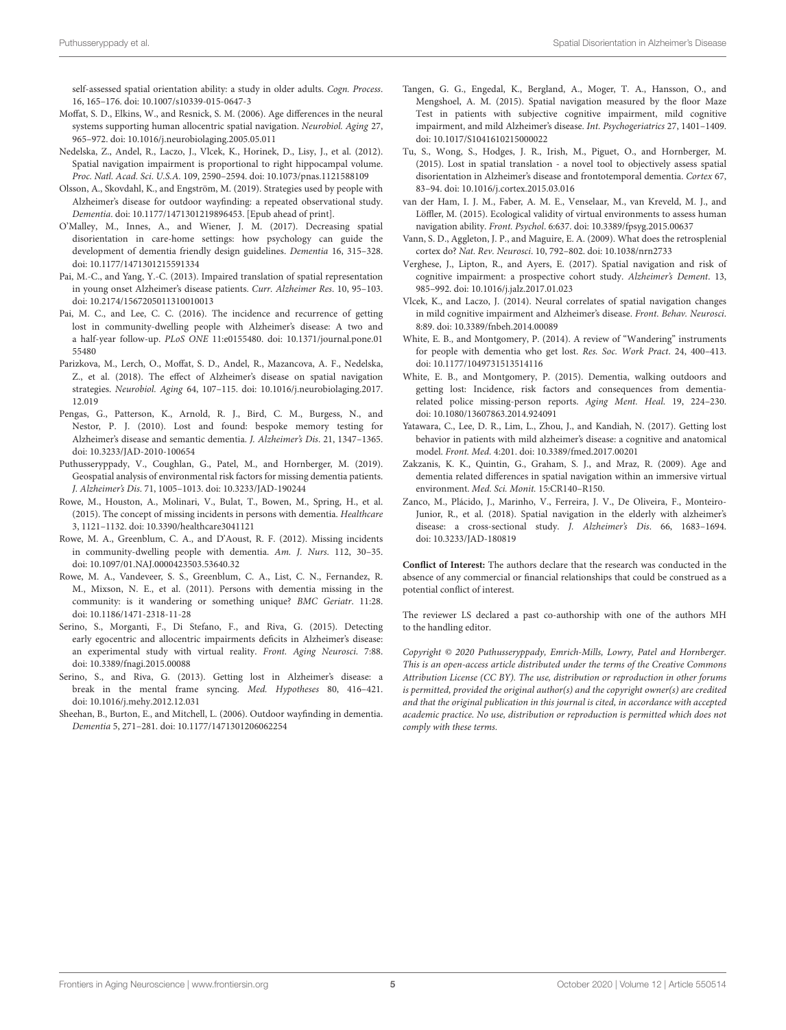self-assessed spatial orientation ability: a study in older adults. *Cogn. Process*. 16, 165–176. doi: 10.1007/s10339-015-0647-3

Moffat, S. D., Elkins, W., and Resnick, S. M. (2006). Age differences in the neural systems supporting human allocentric spatial navigation. *Neurobiol. Aging* 27, 965–972. doi: 10.1016/j.neurobiolaging.2005.05.011

Nedelska, Z., Andel, R., Laczo, J., Vlcek, K., Horinek, D., Lisy, J., et al. (2012). Spatial navigation impairment is proportional to right hippocampal volume. *Proc. Natl. Acad. Sci. U.S.A.* 109, 2590–2594. doi: 10.1073/pnas.1121588109

Olsson, A., Skovdahl, K., and Engström, M. (2019). Strategies used by people with Alzheimer's disease for outdoor wayfinding: a repeated observational study. *Dementia*. doi: 10.1177/1471301219896453. [Epub ahead of print].

O'Malley, M., Innes, A., and Wiener, J. M. (2017). Decreasing spatial disorientation in care-home settings: how psychology can guide the development of dementia friendly design guidelines. *Dementia* 16, 315–328. doi: 10.1177/1471301215591334

Pai, M.-C., and Yang, Y.-C. (2013). Impaired translation of spatial representation in young onset Alzheimer's disease patients. *Curr. Alzheimer Res*. 10, 95–103. doi: 10.2174/1567205011310010013

Pai, M. C., and Lee, C. C. (2016). The incidence and recurrence of getting lost in community-dwelling people with Alzheimer's disease: A two and a half-year follow-up. *PLoS ONE* 11:e0155480. doi: 10.1371/journal.pone.0155480

Parizkova, M., Lerch, O., Moffat, S. D., Andel, R., Mazancova, A. F., Nedelska, Z., et al. (2018). The effect of Alzheimer's disease on spatial navigation strategies. *Neurobiol. Aging* 64, 107–115. doi: 10.1016/j.neurobiolaging.2017.12.019

Pengas, G., Patterson, K., Arnold, R. J., Bird, C. M., Burgess, N., and Nestor, P. J. (2010). Lost and found: bespoke memory testing for Alzheimer's disease and semantic dementia. *J. Alzheimer's Dis*. 21, 1347–1365. doi: 10.3233/JAD-2010-100654

Puthusseryppady, V., Coughlan, G., Patel, M., and Hornberger, M. (2019). Geospatial analysis of environmental risk factors for missing dementia patients. *J. Alzheimer's Dis*. 71, 1005–1013. doi: 10.3233/JAD-190244

Rowe, M., Houston, A., Molinari, V., Bulat, T., Bowen, M., Spring, H., et al. (2015). The concept of missing incidents in persons with dementia. *Healthcare* 3, 1121–1132. doi: 10.3390/healthcare3041121

Rowe, M. A., Greenblum, C. A., and D'Aoust, R. F. (2012). Missing incidents in community-dwelling people with dementia. *Am. J. Nurs*. 112, 30–35. doi: 10.1097/01.NAJ.0000423503.53640.32

Rowe, M. A., Vandeveer, S. S., Greenblum, C. A., List, C. N., Fernandez, R. M., Mixson, N. E., et al. (2011). Persons with dementia missing in the community: is it wandering or something unique? *BMC Geriatr*. 11:28. doi: 10.1186/1471-2318-11-28

Serino, S., Morganti, F., Di Stefano, F., and Riva, G. (2015). Detecting early egocentric and allocentric impairments deficits in Alzheimer's disease: an experimental study with virtual reality. *Front. Aging Neurosci*. 7:88. doi: 10.3389/fnagi.2015.00088

Serino, S., and Riva, G. (2013). Getting lost in Alzheimer's disease: a break in the mental frame syncing. *Med. Hypotheses* 80, 416–421. doi: 10.1016/j.mehy.2012.12.031

Sheehan, B., Burton, E., and Mitchell, L. (2006). Outdoor wayfinding in dementia. *Dementia* 5, 271–281. doi: 10.1177/1471301206062254

Tangen, G. G., Engedal, K., Bergland, A., Moger, T. A., Hansson, O., and Mengshoel, A. M. (2015). Spatial navigation measured by the floor Maze Test in patients with subjective cognitive impairment, mild cognitive impairment, and mild Alzheimer's disease. *Int. Psychogeriatrics* 27, 1401–1409. doi: 10.1017/S1041610215000022

Tu, S., Wong, S., Hodges, J. R., Irish, M., Piguet, O., and Hornberger, M. (2015). Lost in spatial translation - a novel tool to objectively assess spatial disorientation in Alzheimer's disease and frontotemporal dementia. *Cortex* 67, 83–94. doi: 10.1016/j.cortex.2015.03.016

van der Ham, I. J. M., Faber, A. M. E., Venselaar, M., van Kreveld, M. J., and Löffler, M. (2015). Ecological validity of virtual environments to assess human navigation ability. *Front. Psychol*. 6:637. doi: 10.3389/fpsyg.2015.00637

Vann, S. D., Aggleton, J. P., and Maguire, E. A. (2009). What does the retrosplenial cortex do? *Nat. Rev. Neurosci*. 10, 792–802. doi: 10.1038/nrn2733

Verghese, J., Lipton, R., and Ayers, E. (2017). Spatial navigation and risk of cognitive impairment: a prospective cohort study. *Alzheimer's Dement*. 13, 985–992. doi: 10.1016/j.jalz.2017.01.023

Vlcek, K., and Laczo, J. (2014). Neural correlates of spatial navigation changes in mild cognitive impairment and Alzheimer's disease. *Front. Behav. Neurosci*. 8:89. doi: 10.3389/fnbeh.2014.00089

White, E. B., and Montgomery, P. (2014). A review of "Wandering" instruments for people with dementia who get lost. *Res. Soc. Work Pract*. 24, 400–413. doi: 10.1177/1049731513514116

White, E. B., and Montgomery, P. (2015). Dementia, walking outdoors and getting lost: Incidence, risk factors and consequences from dementia-related police missing-person reports. *Aging Ment. Heal*. 19, 224–230. doi: 10.1080/13607863.2014.924091

Yatawara, C., Lee, D. R., Lim, L., Zhou, J., and Kandiah, N. (2017). Getting lost behavior in patients with mild alzheimer's disease: a cognitive and anatomical model. *Front. Med*. 4:201. doi: 10.3389/fmed.2017.00201

Zakzanis, K. K., Quintin, G., Graham, S. J., and Mraz, R. (2009). Age and dementia related differences in spatial navigation within an immersive virtual environment. *Med. Sci. Monit*. 15:CR140–R150.

Zanco, M., Plácido, J., Marinho, V., Ferreira, J. V., De Oliveira, F., Monteiro-Junior, R., et al. (2018). Spatial navigation in the elderly with alzheimer's disease: a cross-sectional study. *J. Alzheimer's Dis*. 66, 1683–1694. doi: 10.3233/JAD-180819

**Conflict of Interest:** The authors declare that the research was conducted in the absence of any commercial or financial relationships that could be construed as a potential conflict of interest.

The reviewer LS declared a past co-authorship with one of the authors MH to the handling editor.

*Copyright © 2020 Puthusseryppady, Emrich-Mills, Lowry, Patel and Hornberger. This is an open-access article distributed under the terms of the Creative Commons Attribution License (CC BY). The use, distribution or reproduction in other forums is permitted, provided the original author(s) and the copyright owner(s) are credited and that the original publication in this journal is cited, in accordance with accepted academic practice. No use, distribution or reproduction is permitted which does not comply with these terms.*